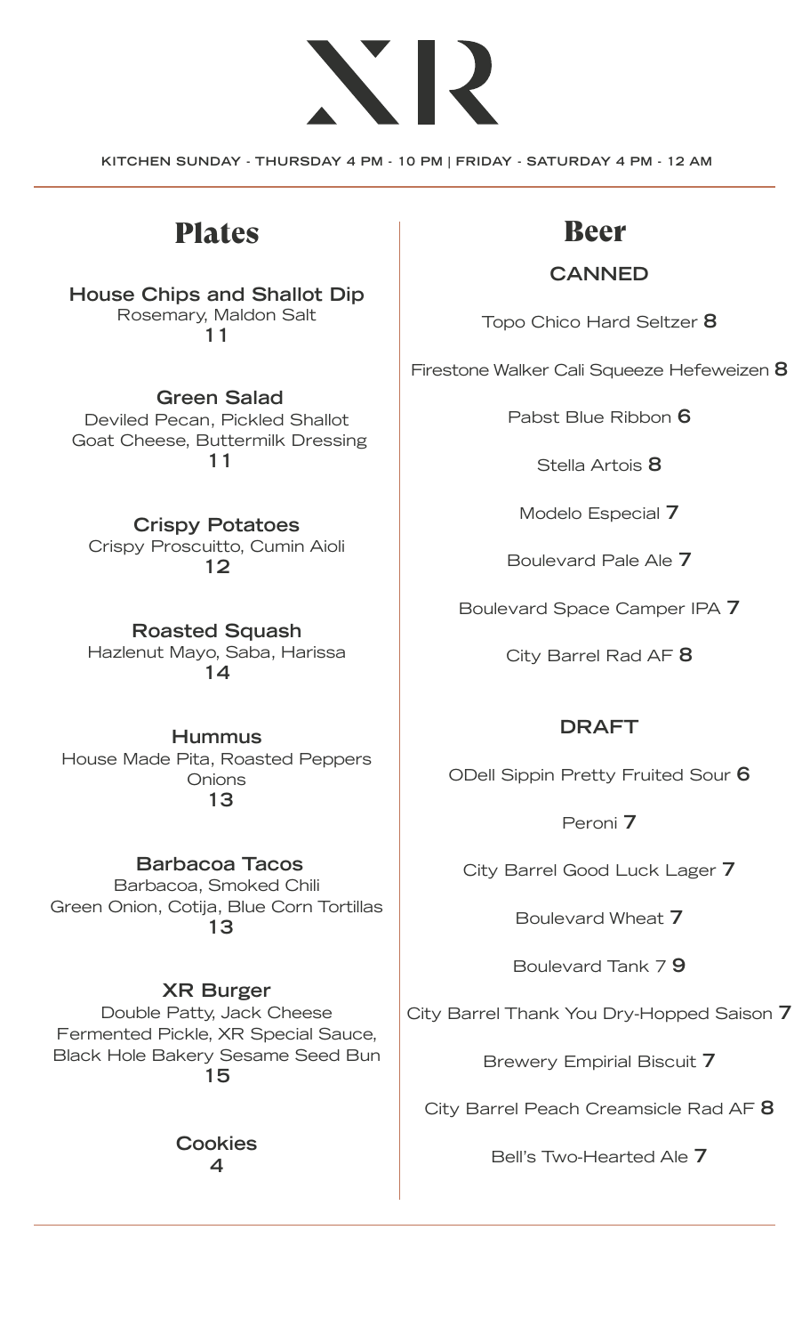# XR

KITCHEN SUNDAY - THURSDAY 4 PM - 10 PM | FRIDAY - SATURDAY 4 PM - 12 AM

## Plates

**House Chips and Shallot Dip**
Rosemary, Maldon Salt
11

**Green Salad**
Deviled Pecan, Pickled Shallot
Goat Cheese, Buttermilk Dressing
11

**Crispy Potatoes**
Crispy Proscuitto, Cumin Aioli
12

**Roasted Squash**
Hazlenut Mayo, Saba, Harissa
14

**Hummus**
House Made Pita, Roasted Peppers
Onions
13

**Barbacoa Tacos**
Barbacoa, Smoked Chili
Green Onion, Cotija, Blue Corn Tortillas
13

**XR Burger**
Double Patty, Jack Cheese
Fermented Pickle, XR Special Sauce,
Black Hole Bakery Sesame Seed Bun
15

**Cookies**
4

## Beer

### CANNED

Topo Chico Hard Seltzer **8**

Firestone Walker Cali Squeeze Hefeweizen **8**

Pabst Blue Ribbon **6**

Stella Artois **8**

Modelo Especial **7**

Boulevard Pale Ale **7**

Boulevard Space Camper IPA **7**

City Barrel Rad AF **8**

### DRAFT

ODell Sippin Pretty Fruited Sour **6**

Peroni **7**

City Barrel Good Luck Lager **7**

Boulevard Wheat **7**

Boulevard Tank 7 **9**

City Barrel Thank You Dry-Hopped Saison **7**

Brewery Empirial Biscuit **7**

City Barrel Peach Creamsicle Rad AF **8**

Bell's Two-Hearted Ale **7**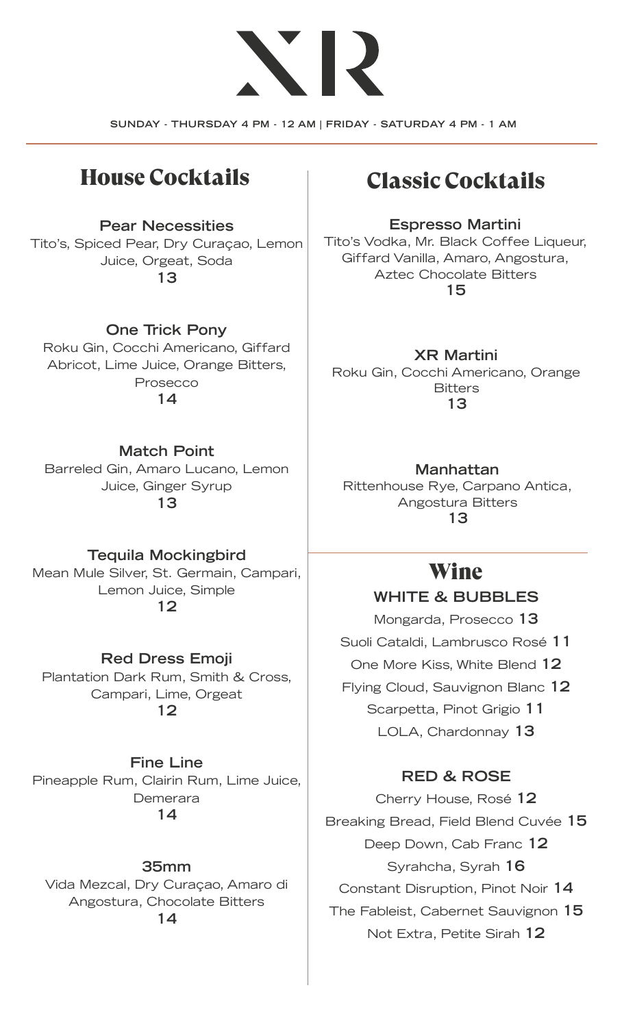# XR

SUNDAY - THURSDAY 4 PM - 12 AM | FRIDAY - SATURDAY 4 PM - 1 AM

## House Cocktails

**Pear Necessities**
Tito's, Spiced Pear, Dry Curaçao, Lemon Juice, Orgeat, Soda
13

**One Trick Pony**
Roku Gin, Cocchi Americano, Giffard Abricot, Lime Juice, Orange Bitters, Prosecco
14

**Match Point**
Barreled Gin, Amaro Lucano, Lemon Juice, Ginger Syrup
13

**Tequila Mockingbird**
Mean Mule Silver, St. Germain, Campari, Lemon Juice, Simple
12

**Red Dress Emoji**
Plantation Dark Rum, Smith & Cross, Campari, Lime, Orgeat
12

**Fine Line**
Pineapple Rum, Clairin Rum, Lime Juice, Demerara
14

**35mm**
Vida Mezcal, Dry Curaçao, Amaro di Angostura, Chocolate Bitters
14

## Classic Cocktails

**Espresso Martini**
Tito's Vodka, Mr. Black Coffee Liqueur, Giffard Vanilla, Amaro, Angostura, Aztec Chocolate Bitters
15

**XR Martini**
Roku Gin, Cocchi Americano, Orange Bitters
13

**Manhattan**
Rittenhouse Rye, Carpano Antica, Angostura Bitters
13

## Wine

### WHITE & BUBBLES

Mongarda, Prosecco **13**
Suoli Cataldi, Lambrusco Rosé **11**
One More Kiss, White Blend **12**
Flying Cloud, Sauvignon Blanc **12**
Scarpetta, Pinot Grigio **11**
LOLA, Chardonnay **13**

### RED & ROSE

Cherry House, Rosé **12**
Breaking Bread, Field Blend Cuvée **15**
Deep Down, Cab Franc **12**
Syrahcha, Syrah **16**
Constant Disruption, Pinot Noir **14**
The Fableist, Cabernet Sauvignon **15**
Not Extra, Petite Sirah **12**